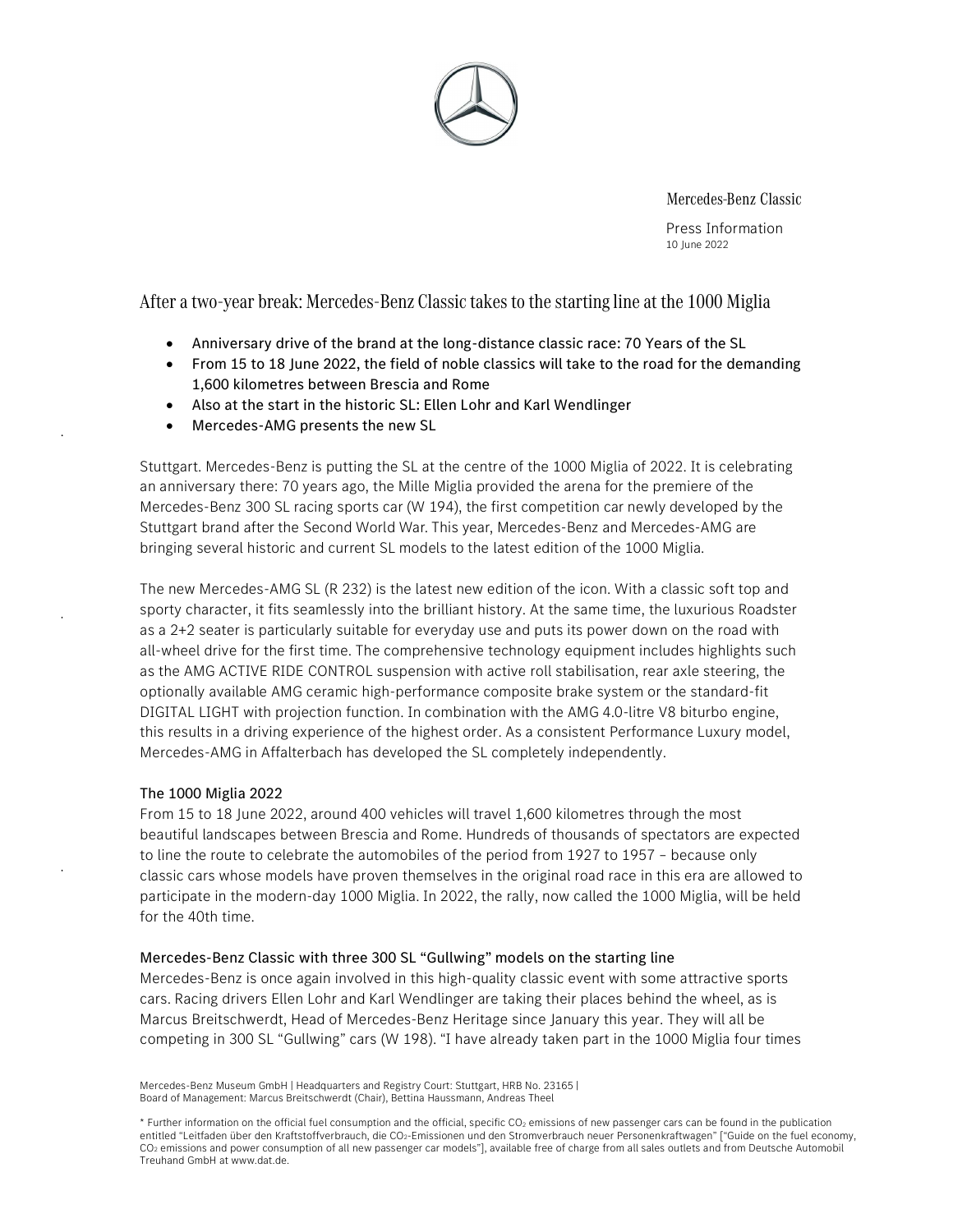Mercedes-Benz Classic

Press Information
10 June 2022

# After a two-year break: Mercedes-Benz Classic takes to the starting line at the 1000 Miglia

- **Anniversary drive of the brand at the long-distance classic race: 70 Years of the SL**
- **From 15 to 18 June 2022, the field of noble classics will take to the road for the demanding 1,600 kilometres between Brescia and Rome**
- **Also at the start in the historic SL: Ellen Lohr and Karl Wendlinger**
- **Mercedes-AMG presents the new SL**

Stuttgart. Mercedes-Benz is putting the SL at the centre of the 1000 Miglia of 2022. It is celebrating an anniversary there: 70 years ago, the Mille Miglia provided the arena for the premiere of the Mercedes-Benz 300 SL racing sports car (W 194), the first competition car newly developed by the Stuttgart brand after the Second World War. This year, Mercedes-Benz and Mercedes-AMG are bringing several historic and current SL models to the latest edition of the 1000 Miglia.

The new Mercedes-AMG SL (R 232) is the latest new edition of the icon. With a classic soft top and sporty character, it fits seamlessly into the brilliant history. At the same time, the luxurious Roadster as a 2+2 seater is particularly suitable for everyday use and puts its power down on the road with all-wheel drive for the first time. The comprehensive technology equipment includes highlights such as the AMG ACTIVE RIDE CONTROL suspension with active roll stabilisation, rear axle steering, the optionally available AMG ceramic high-performance composite brake system or the standard-fit DIGITAL LIGHT with projection function. In combination with the AMG 4.0-litre V8 biturbo engine, this results in a driving experience of the highest order. As a consistent Performance Luxury model, Mercedes-AMG in Affalterbach has developed the SL completely independently.

## The 1000 Miglia 2022

From 15 to 18 June 2022, around 400 vehicles will travel 1,600 kilometres through the most beautiful landscapes between Brescia and Rome. Hundreds of thousands of spectators are expected to line the route to celebrate the automobiles of the period from 1927 to 1957 – because only classic cars whose models have proven themselves in the original road race in this era are allowed to participate in the modern-day 1000 Miglia. In 2022, the rally, now called the 1000 Miglia, will be held for the 40th time.

## Mercedes-Benz Classic with three 300 SL "Gullwing" models on the starting line

Mercedes-Benz is once again involved in this high-quality classic event with some attractive sports cars. Racing drivers Ellen Lohr and Karl Wendlinger are taking their places behind the wheel, as is Marcus Breitschwerdt, Head of Mercedes-Benz Heritage since January this year. They will all be competing in 300 SL "Gullwing" cars (W 198). "I have already taken part in the 1000 Miglia four times

Mercedes-Benz Museum GmbH | Headquarters and Registry Court: Stuttgart, HRB No. 23165 |
Board of Management: Marcus Breitschwerdt (Chair), Bettina Haussmann, Andreas Theel

\* Further information on the official fuel consumption and the official, specific $CO_2$ emissions of new passenger cars can be found in the publication entitled "Leitfaden über den Kraftstoffverbrauch, die $CO_2$-Emissionen und den Stromverbrauch neuer Personenkraftwagen" ["Guide on the fuel economy, $CO_2$ emissions and power consumption of all new passenger car models"], available free of charge from all sales outlets and from Deutsche Automobil Treuhand GmbH at www.dat.de.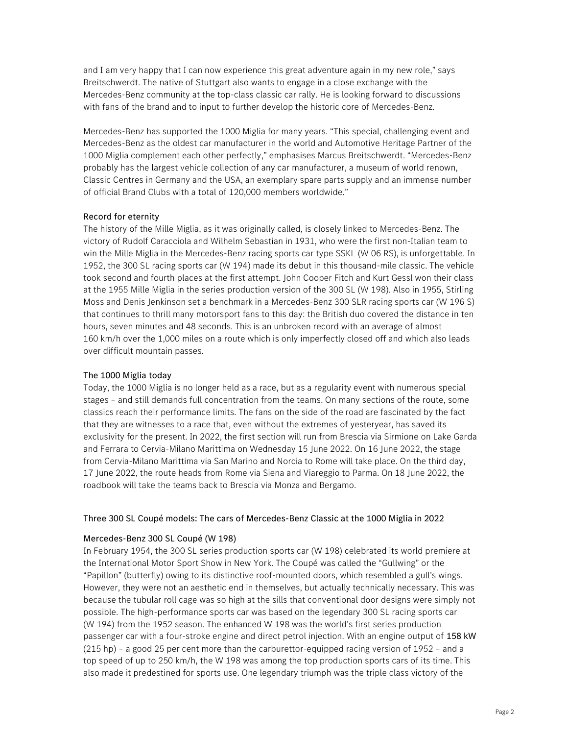and I am very happy that I can now experience this great adventure again in my new role," says Breitschwerdt. The native of Stuttgart also wants to engage in a close exchange with the Mercedes-Benz community at the top-class classic car rally. He is looking forward to discussions with fans of the brand and to input to further develop the historic core of Mercedes-Benz.

Mercedes-Benz has supported the 1000 Miglia for many years. "This special, challenging event and Mercedes-Benz as the oldest car manufacturer in the world and Automotive Heritage Partner of the 1000 Miglia complement each other perfectly," emphasises Marcus Breitschwerdt. "Mercedes-Benz probably has the largest vehicle collection of any car manufacturer, a museum of world renown, Classic Centres in Germany and the USA, an exemplary spare parts supply and an immense number of official Brand Clubs with a total of 120,000 members worldwide."

### Record for eternity

The history of the Mille Miglia, as it was originally called, is closely linked to Mercedes-Benz. The victory of Rudolf Caracciola and Wilhelm Sebastian in 1931, who were the first non-Italian team to win the Mille Miglia in the Mercedes-Benz racing sports car type SSKL (W 06 RS), is unforgettable. In 1952, the 300 SL racing sports car (W 194) made its debut in this thousand-mile classic. The vehicle took second and fourth places at the first attempt. John Cooper Fitch and Kurt Gessl won their class at the 1955 Mille Miglia in the series production version of the 300 SL (W 198). Also in 1955, Stirling Moss and Denis Jenkinson set a benchmark in a Mercedes-Benz 300 SLR racing sports car (W 196 S) that continues to thrill many motorsport fans to this day: the British duo covered the distance in ten hours, seven minutes and 48 seconds. This is an unbroken record with an average of almost 160 km/h over the 1,000 miles on a route which is only imperfectly closed off and which also leads over difficult mountain passes.

### The 1000 Miglia today

Today, the 1000 Miglia is no longer held as a race, but as a regularity event with numerous special stages – and still demands full concentration from the teams. On many sections of the route, some classics reach their performance limits. The fans on the side of the road are fascinated by the fact that they are witnesses to a race that, even without the extremes of yesteryear, has saved its exclusivity for the present. In 2022, the first section will run from Brescia via Sirmione on Lake Garda and Ferrara to Cervia-Milano Marittima on Wednesday 15 June 2022. On 16 June 2022, the stage from Cervia-Milano Marittima via San Marino and Norcia to Rome will take place. On the third day, 17 June 2022, the route heads from Rome via Siena and Viareggio to Parma. On 18 June 2022, the roadbook will take the teams back to Brescia via Monza and Bergamo.

## Three 300 SL Coupé models: The cars of Mercedes-Benz Classic at the 1000 Miglia in 2022

### Mercedes-Benz 300 SL Coupé (W 198)

In February 1954, the 300 SL series production sports car (W 198) celebrated its world premiere at the International Motor Sport Show in New York. The Coupé was called the "Gullwing" or the "Papillon" (butterfly) owing to its distinctive roof-mounted doors, which resembled a gull's wings. However, they were not an aesthetic end in themselves, but actually technically necessary. This was because the tubular roll cage was so high at the sills that conventional door designs were simply not possible. The high-performance sports car was based on the legendary 300 SL racing sports car (W 194) from the 1952 season. The enhanced W 198 was the world's first series production passenger car with a four-stroke engine and direct petrol injection. With an engine output of 158 kW (215 hp) – a good 25 per cent more than the carburettor-equipped racing version of 1952 – and a top speed of up to 250 km/h, the W 198 was among the top production sports cars of its time. This also made it predestined for sports use. One legendary triumph was the triple class victory of the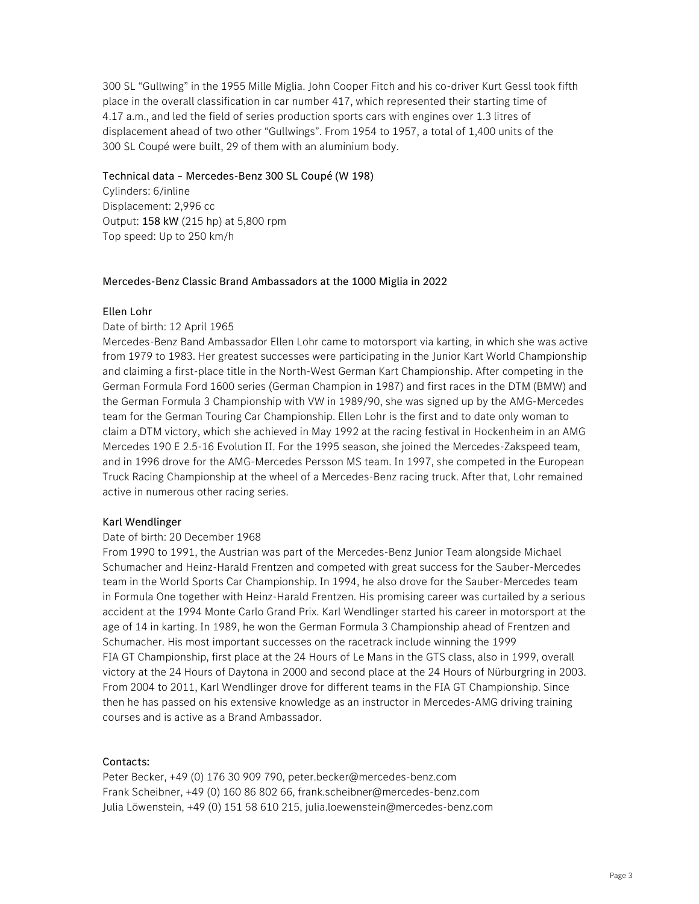300 SL “Gullwing” in the 1955 Mille Miglia. John Cooper Fitch and his co-driver Kurt Gessl took fifth place in the overall classification in car number 417, which represented their starting time of 4.17 a.m., and led the field of series production sports cars with engines over 1.3 litres of displacement ahead of two other “Gullwings”. From 1954 to 1957, a total of 1,400 units of the 300 SL Coupé were built, 29 of them with an aluminium body.

### Technical data – Mercedes-Benz 300 SL Coupé (W 198)

Cylinders: 6/inline
Displacement: 2,996 cc
Output: 158 kW (215 hp) at 5,800 rpm
Top speed: Up to 250 km/h

## Mercedes-Benz Classic Brand Ambassadors at the 1000 Miglia in 2022

### Ellen Lohr

Date of birth: 12 April 1965

Mercedes-Benz Band Ambassador Ellen Lohr came to motorsport via karting, in which she was active from 1979 to 1983. Her greatest successes were participating in the Junior Kart World Championship and claiming a first-place title in the North-West German Kart Championship. After competing in the German Formula Ford 1600 series (German Champion in 1987) and first races in the DTM (BMW) and the German Formula 3 Championship with VW in 1989/90, she was signed up by the AMG-Mercedes team for the German Touring Car Championship. Ellen Lohr is the first and to date only woman to claim a DTM victory, which she achieved in May 1992 at the racing festival in Hockenheim in an AMG Mercedes 190 E 2.5-16 Evolution II. For the 1995 season, she joined the Mercedes-Zakspeed team, and in 1996 drove for the AMG-Mercedes Persson MS team. In 1997, she competed in the European Truck Racing Championship at the wheel of a Mercedes-Benz racing truck. After that, Lohr remained active in numerous other racing series.

### Karl Wendlinger

Date of birth: 20 December 1968

From 1990 to 1991, the Austrian was part of the Mercedes-Benz Junior Team alongside Michael Schumacher and Heinz-Harald Frentzen and competed with great success for the Sauber-Mercedes team in the World Sports Car Championship. In 1994, he also drove for the Sauber-Mercedes team in Formula One together with Heinz-Harald Frentzen. His promising career was curtailed by a serious accident at the 1994 Monte Carlo Grand Prix. Karl Wendlinger started his career in motorsport at the age of 14 in karting. In 1989, he won the German Formula 3 Championship ahead of Frentzen and Schumacher. His most important successes on the racetrack include winning the 1999 FIA GT Championship, first place at the 24 Hours of Le Mans in the GTS class, also in 1999, overall victory at the 24 Hours of Daytona in 2000 and second place at the 24 Hours of Nürburgring in 2003. From 2004 to 2011, Karl Wendlinger drove for different teams in the FIA GT Championship. Since then he has passed on his extensive knowledge as an instructor in Mercedes-AMG driving training courses and is active as a Brand Ambassador.

### Contacts:

Peter Becker, +49 (0) 176 30 909 790, peter.becker@mercedes-benz.com
Frank Scheibner, +49 (0) 160 86 802 66, frank.scheibner@mercedes-benz.com
Julia Löwenstein, +49 (0) 151 58 610 215, julia.loewenstein@mercedes-benz.com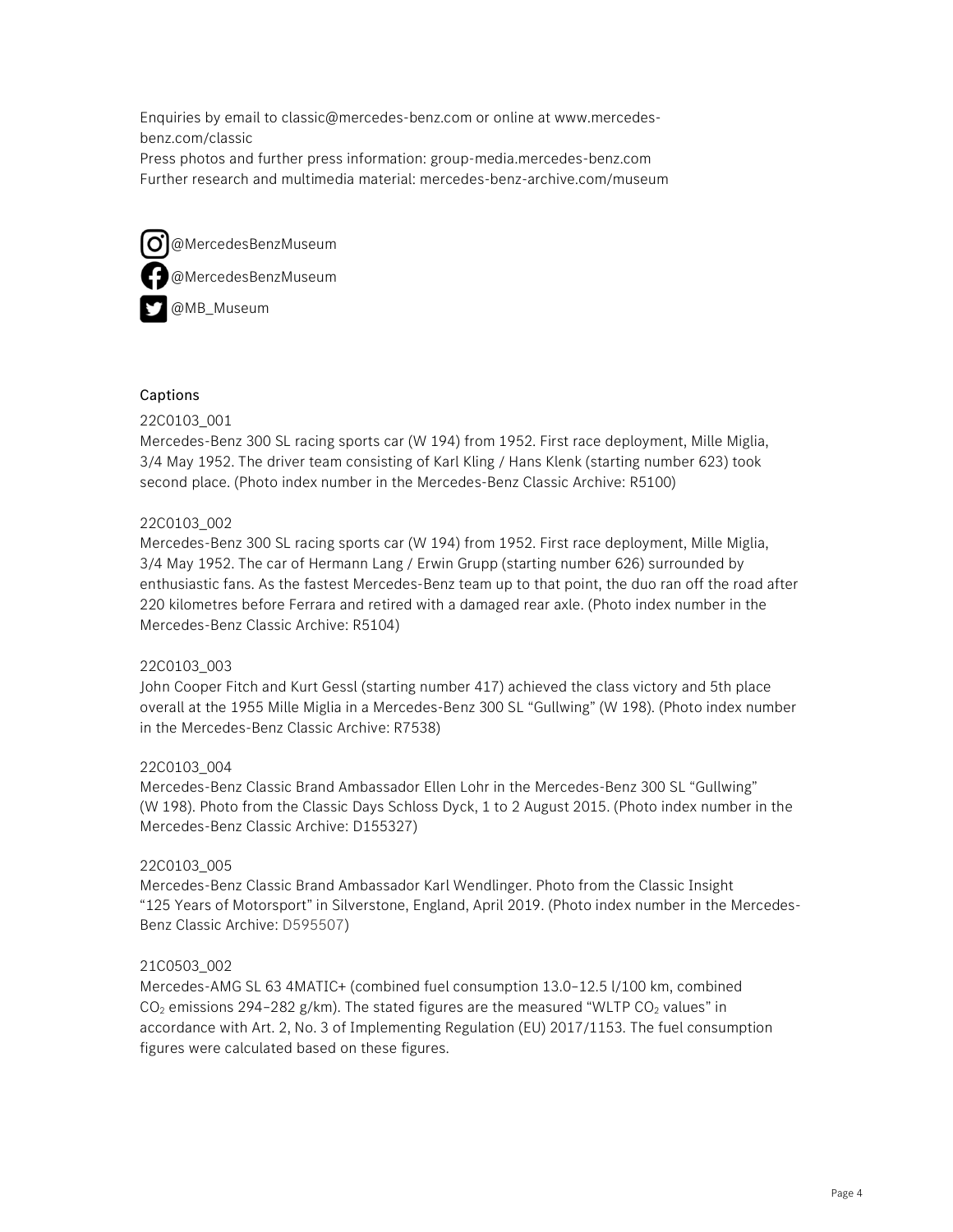Enquiries by email to classic@mercedes-benz.com or online at www.mercedes-benz.com/classic
Press photos and further press information: group-media.mercedes-benz.com
Further research and multimedia material: mercedes-benz-archive.com/museum

@MercedesBenzMuseum
@MercedesBenzMuseum
@MB_Museum

## Captions

22C0103_001
Mercedes-Benz 300 SL racing sports car (W 194) from 1952. First race deployment, Mille Miglia, 3/4 May 1952. The driver team consisting of Karl Kling / Hans Klenk (starting number 623) took second place. (Photo index number in the Mercedes-Benz Classic Archive: R5100)

22C0103_002
Mercedes-Benz 300 SL racing sports car (W 194) from 1952. First race deployment, Mille Miglia, 3/4 May 1952. The car of Hermann Lang / Erwin Grupp (starting number 626) surrounded by enthusiastic fans. As the fastest Mercedes-Benz team up to that point, the duo ran off the road after 220 kilometres before Ferrara and retired with a damaged rear axle. (Photo index number in the Mercedes-Benz Classic Archive: R5104)

22C0103_003
John Cooper Fitch and Kurt Gessl (starting number 417) achieved the class victory and 5th place overall at the 1955 Mille Miglia in a Mercedes-Benz 300 SL "Gullwing" (W 198). (Photo index number in the Mercedes-Benz Classic Archive: R7538)

22C0103_004
Mercedes-Benz Classic Brand Ambassador Ellen Lohr in the Mercedes-Benz 300 SL "Gullwing" (W 198). Photo from the Classic Days Schloss Dyck, 1 to 2 August 2015. (Photo index number in the Mercedes-Benz Classic Archive: D155327)

22C0103_005
Mercedes-Benz Classic Brand Ambassador Karl Wendlinger. Photo from the Classic Insight "125 Years of Motorsport" in Silverstone, England, April 2019. (Photo index number in the Mercedes-Benz Classic Archive: D595507)

21C0503_002
Mercedes-AMG SL 63 4MATIC+ (combined fuel consumption 13.0–12.5 l/100 km, combined $CO_2$ emissions 294–282 g/km). The stated figures are the measured "WLTP $CO_2$ values" in accordance with Art. 2, No. 3 of Implementing Regulation (EU) 2017/1153. The fuel consumption figures were calculated based on these figures.